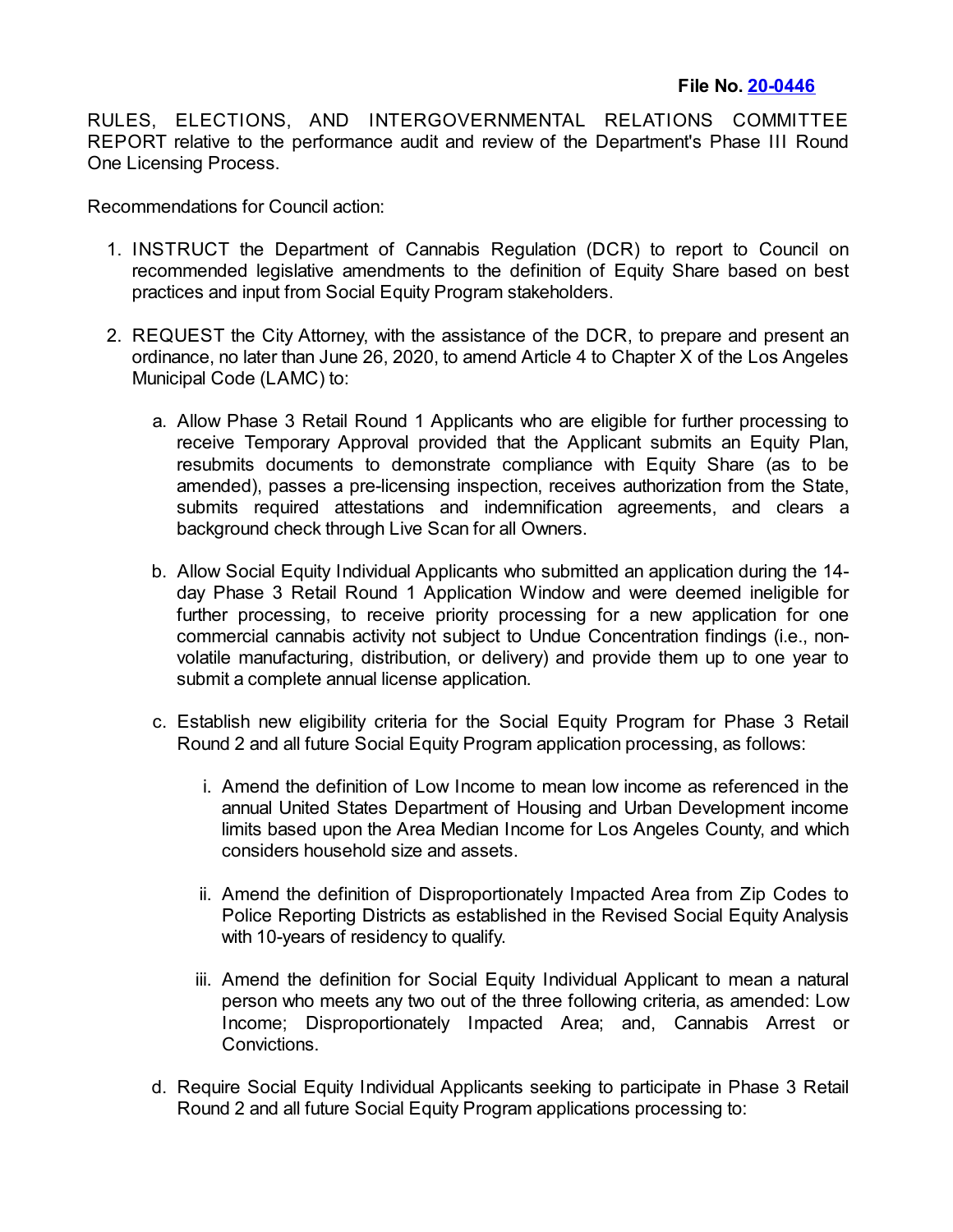**File No. [20-0446](20-0446)**

RULES, ELECTIONS, AND INTERGOVERNMENTAL RELATIONS COMMITTEE REPORT relative to the performance audit and review of the Department's Phase III Round One Licensing Process.

Recommendations for Council action:

1. INSTRUCT the Department of Cannabis Regulation (DCR) to report to Council on recommended legislative amendments to the definition of Equity Share based on best practices and input from Social Equity Program stakeholders.

2. REQUEST the City Attorney, with the assistance of the DCR, to prepare and present an ordinance, no later than June 26, 2020, to amend Article 4 to Chapter X of the Los Angeles Municipal Code (LAMC) to:

    a. Allow Phase 3 Retail Round 1 Applicants who are eligible for further processing to receive Temporary Approval provided that the Applicant submits an Equity Plan, resubmits documents to demonstrate compliance with Equity Share (as to be amended), passes a pre-licensing inspection, receives authorization from the State, submits required attestations and indemnification agreements, and clears a background check through Live Scan for all Owners.

    b. Allow Social Equity Individual Applicants who submitted an application during the 14-day Phase 3 Retail Round 1 Application Window and were deemed ineligible for further processing, to receive priority processing for a new application for one commercial cannabis activity not subject to Undue Concentration findings (i.e., non-volatile manufacturing, distribution, or delivery) and provide them up to one year to submit a complete annual license application.

    c. Establish new eligibility criteria for the Social Equity Program for Phase 3 Retail Round 2 and all future Social Equity Program application processing, as follows:

        i. Amend the definition of Low Income to mean low income as referenced in the annual United States Department of Housing and Urban Development income limits based upon the Area Median Income for Los Angeles County, and which considers household size and assets.

        ii. Amend the definition of Disproportionately Impacted Area from Zip Codes to Police Reporting Districts as established in the Revised Social Equity Analysis with 10-years of residency to qualify.

        iii. Amend the definition for Social Equity Individual Applicant to mean a natural person who meets any two out of the three following criteria, as amended: Low Income; Disproportionately Impacted Area; and, Cannabis Arrest or Convictions.

    d. Require Social Equity Individual Applicants seeking to participate in Phase 3 Retail Round 2 and all future Social Equity Program applications processing to: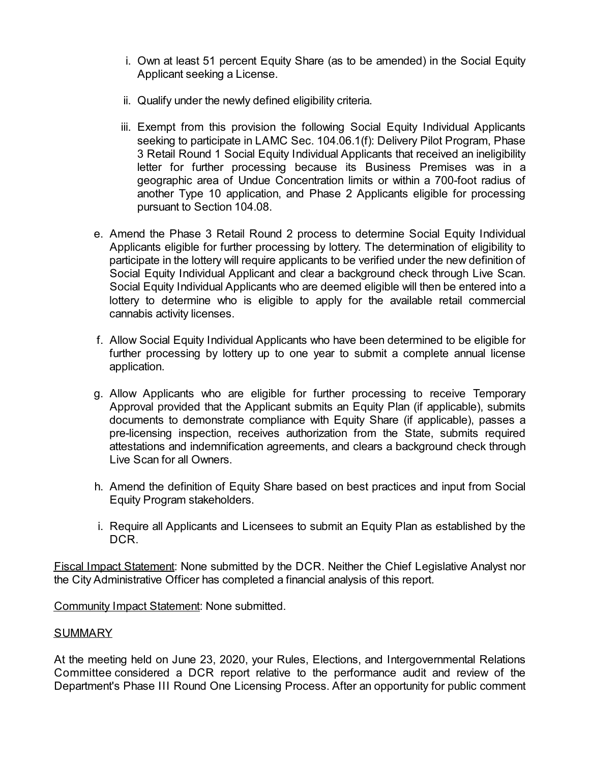i. Own at least 51 percent Equity Share (as to be amended) in the Social Equity Applicant seeking a License.

   ii. Qualify under the newly defined eligibility criteria.

   iii. Exempt from this provision the following Social Equity Individual Applicants seeking to participate in LAMC Sec. 104.06.1(f): Delivery Pilot Program, Phase 3 Retail Round 1 Social Equity Individual Applicants that received an ineligibility letter for further processing because its Business Premises was in a geographic area of Undue Concentration limits or within a 700-foot radius of another Type 10 application, and Phase 2 Applicants eligible for processing pursuant to Section 104.08.

e. Amend the Phase 3 Retail Round 2 process to determine Social Equity Individual Applicants eligible for further processing by lottery. The determination of eligibility to participate in the lottery will require applicants to be verified under the new definition of Social Equity Individual Applicant and clear a background check through Live Scan. Social Equity Individual Applicants who are deemed eligible will then be entered into a lottery to determine who is eligible to apply for the available retail commercial cannabis activity licenses.

f. Allow Social Equity Individual Applicants who have been determined to be eligible for further processing by lottery up to one year to submit a complete annual license application.

g. Allow Applicants who are eligible for further processing to receive Temporary Approval provided that the Applicant submits an Equity Plan (if applicable), submits documents to demonstrate compliance with Equity Share (if applicable), passes a pre-licensing inspection, receives authorization from the State, submits required attestations and indemnification agreements, and clears a background check through Live Scan for all Owners.

h. Amend the definition of Equity Share based on best practices and input from Social Equity Program stakeholders.

i. Require all Applicants and Licensees to submit an Equity Plan as established by the DCR.

Fiscal Impact Statement: None submitted by the DCR. Neither the Chief Legislative Analyst nor the City Administrative Officer has completed a financial analysis of this report.

Community Impact Statement: None submitted.

SUMMARY

At the meeting held on June 23, 2020, your Rules, Elections, and Intergovernmental Relations Committee considered a DCR report relative to the performance audit and review of the Department's Phase III Round One Licensing Process. After an opportunity for public comment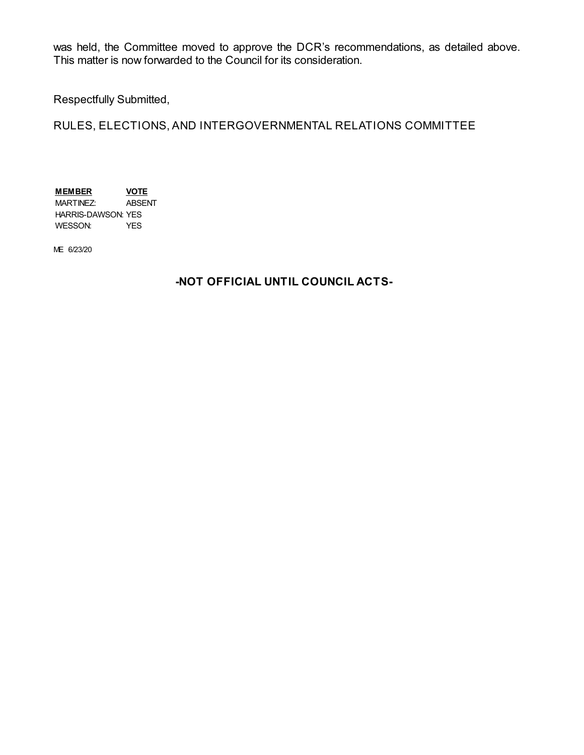was held, the Committee moved to approve the DCR's recommendations, as detailed above. This matter is now forwarded to the Council for its consideration.

Respectfully Submitted,

RULES, ELECTIONS, AND INTERGOVERNMENTAL RELATIONS COMMITTEE

| MEMBER | VOTE |
| --- | --- |
| MARTINEZ: | ABSENT |
| HARRIS-DAWSON: | YES |
| WESSON: | YES |

ME 6/23/20

**-NOT OFFICIAL UNTIL COUNCIL ACTS-**